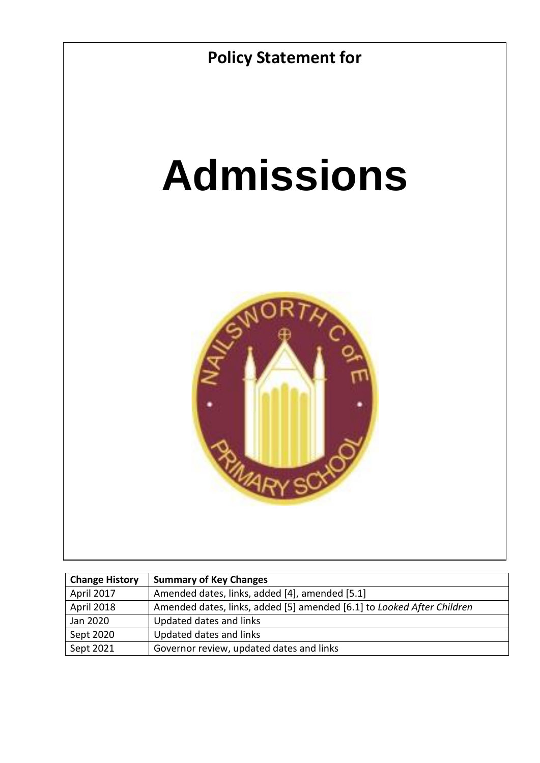**Policy Statement for**

# Admissions

| Change History | Summary of Key Changes |
|---|---|
| April 2017 | Amended dates, links, added [4], amended [5.1] |
| April 2018 | Amended dates, links, added [5] amended [6.1] to *Looked After Children* |
| Jan 2020 | Updated dates and links |
| Sept 2020 | Updated dates and links |
| Sept 2021 | Governor review, updated dates and links |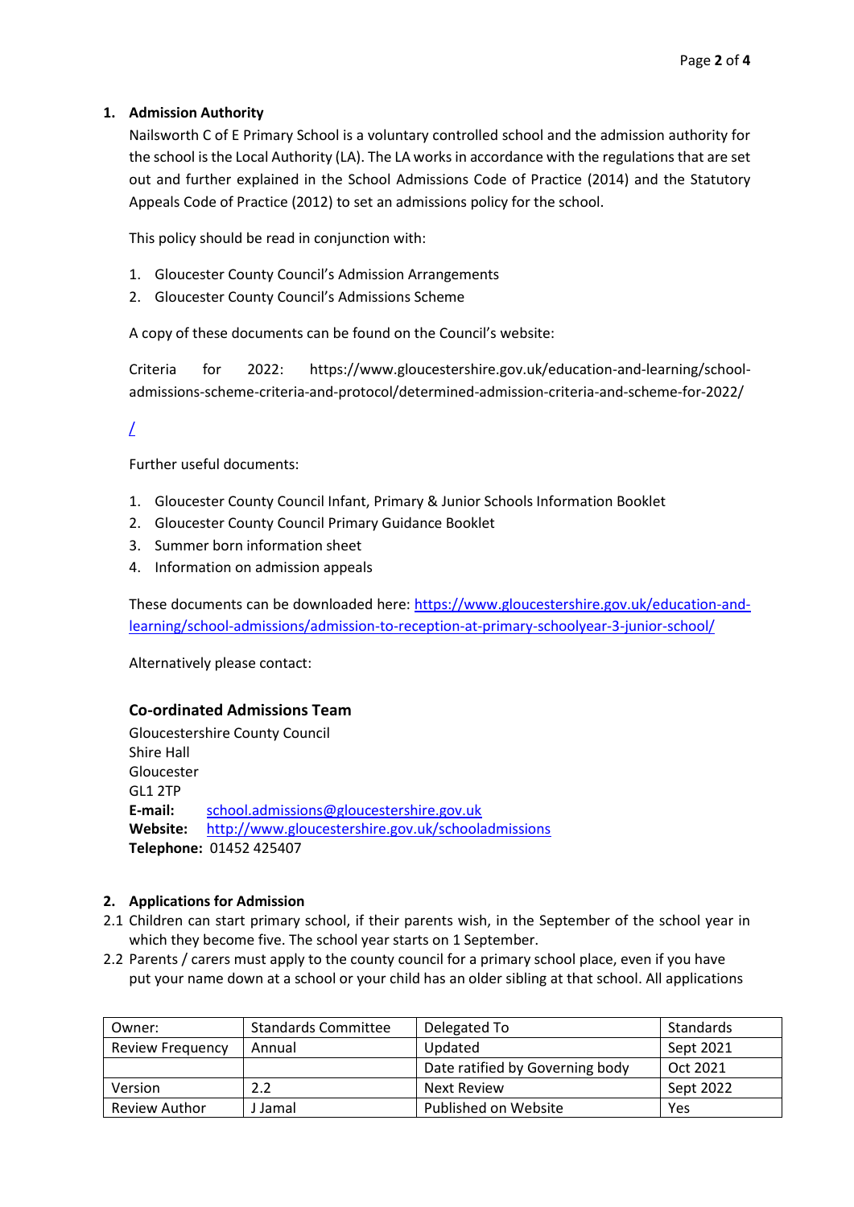## 1. Admission Authority

Nailsworth C of E Primary School is a voluntary controlled school and the admission authority for the school is the Local Authority (LA). The LA works in accordance with the regulations that are set out and further explained in the School Admissions Code of Practice (2014) and the Statutory Appeals Code of Practice (2012) to set an admissions policy for the school.

This policy should be read in conjunction with:

1. Gloucester County Council's Admission Arrangements
2. Gloucester County Council's Admissions Scheme

A copy of these documents can be found on the Council's website:

Criteria for 2022: https://www.gloucestershire.gov.uk/education-and-learning/school-admissions-scheme-criteria-and-protocol/determined-admission-criteria-and-scheme-for-2022/

/

Further useful documents:

1. Gloucester County Council Infant, Primary & Junior Schools Information Booklet
2. Gloucester County Council Primary Guidance Booklet
3. Summer born information sheet
4. Information on admission appeals

These documents can be downloaded here: https://www.gloucestershire.gov.uk/education-and-learning/school-admissions/admission-to-reception-at-primary-schoolyear-3-junior-school/

Alternatively please contact:

### Co-ordinated Admissions Team

Gloucestershire County Council
Shire Hall
Gloucester
GL1 2TP
**E-mail:** school.admissions@gloucestershire.gov.uk
**Website:** http://www.gloucestershire.gov.uk/schooladmissions
**Telephone:** 01452 425407

## 2. Applications for Admission

2.1 Children can start primary school, if their parents wish, in the September of the school year in which they become five. The school year starts on 1 September.

2.2 Parents / carers must apply to the county council for a primary school place, even if you have put your name down at a school or your child has an older sibling at that school. All applications

| Owner: | Standards Committee | Delegated To | Standards |
|---|---|---|---|
| Review Frequency | Annual | Updated | Sept 2021 |
| | | Date ratified by Governing body | Oct 2021 |
| Version | 2.2 | Next Review | Sept 2022 |
| Review Author | J Jamal | Published on Website | Yes |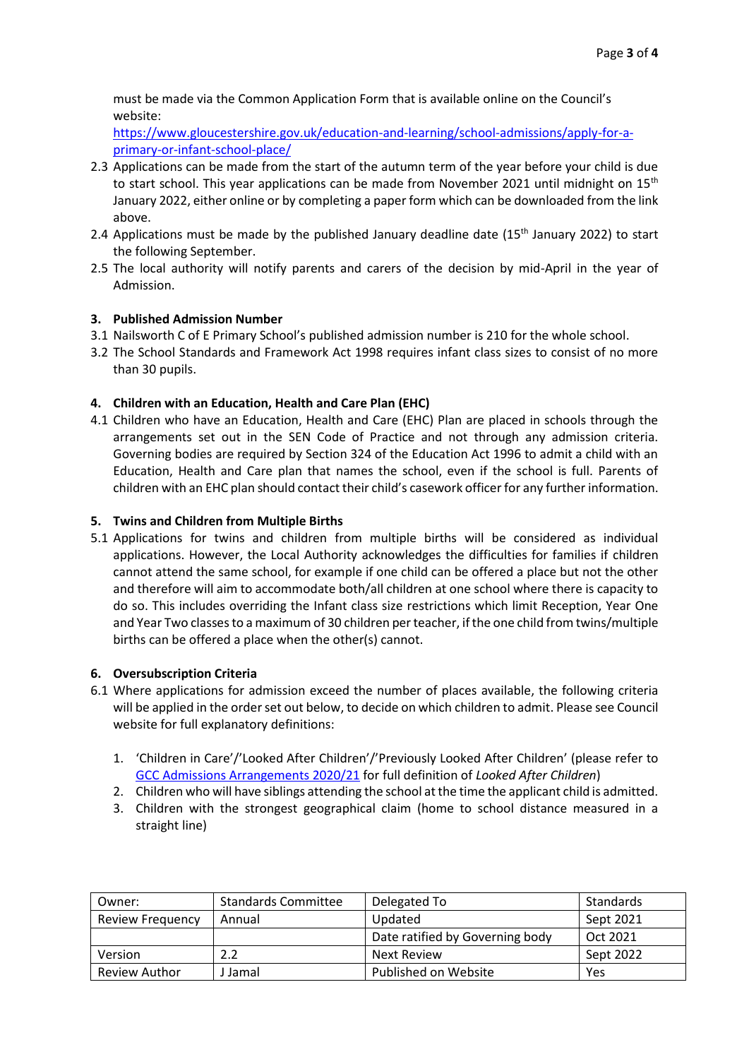must be made via the Common Application Form that is available online on the Council's website:
[https://www.gloucestershire.gov.uk/education-and-learning/school-admissions/apply-for-a-primary-or-infant-school-place/](https://www.gloucestershire.gov.uk/education-and-learning/school-admissions/apply-for-a-primary-or-infant-school-place/)

2.3 Applications can be made from the start of the autumn term of the year before your child is due to start school. This year applications can be made from November 2021 until midnight on 15th January 2022, either online or by completing a paper form which can be downloaded from the link above.

2.4 Applications must be made by the published January deadline date (15th January 2022) to start the following September.

2.5 The local authority will notify parents and carers of the decision by mid-April in the year of Admission.

## 3. Published Admission Number

3.1 Nailsworth C of E Primary School's published admission number is 210 for the whole school.

3.2 The School Standards and Framework Act 1998 requires infant class sizes to consist of no more than 30 pupils.

## 4. Children with an Education, Health and Care Plan (EHC)

4.1 Children who have an Education, Health and Care (EHC) Plan are placed in schools through the arrangements set out in the SEN Code of Practice and not through any admission criteria. Governing bodies are required by Section 324 of the Education Act 1996 to admit a child with an Education, Health and Care plan that names the school, even if the school is full. Parents of children with an EHC plan should contact their child's casework officer for any further information.

## 5. Twins and Children from Multiple Births

5.1 Applications for twins and children from multiple births will be considered as individual applications. However, the Local Authority acknowledges the difficulties for families if children cannot attend the same school, for example if one child can be offered a place but not the other and therefore will aim to accommodate both/all children at one school where there is capacity to do so. This includes overriding the Infant class size restrictions which limit Reception, Year One and Year Two classes to a maximum of 30 children per teacher, if the one child from twins/multiple births can be offered a place when the other(s) cannot.

## 6. Oversubscription Criteria

6.1 Where applications for admission exceed the number of places available, the following criteria will be applied in the order set out below, to decide on which children to admit. Please see Council website for full explanatory definitions:

1. 'Children in Care'/'Looked After Children'/'Previously Looked After Children' (please refer to GCC Admissions Arrangements 2020/21 for full definition of *Looked After Children*)
2. Children who will have siblings attending the school at the time the applicant child is admitted.
3. Children with the strongest geographical claim (home to school distance measured in a straight line)

| Owner: | Standards Committee | Delegated To | Standards |
|---|---|---|---|
| Review Frequency | Annual | Updated | Sept 2021 |
| | | Date ratified by Governing body | Oct 2021 |
| Version | 2.2 | Next Review | Sept 2022 |
| Review Author | J Jamal | Published on Website | Yes |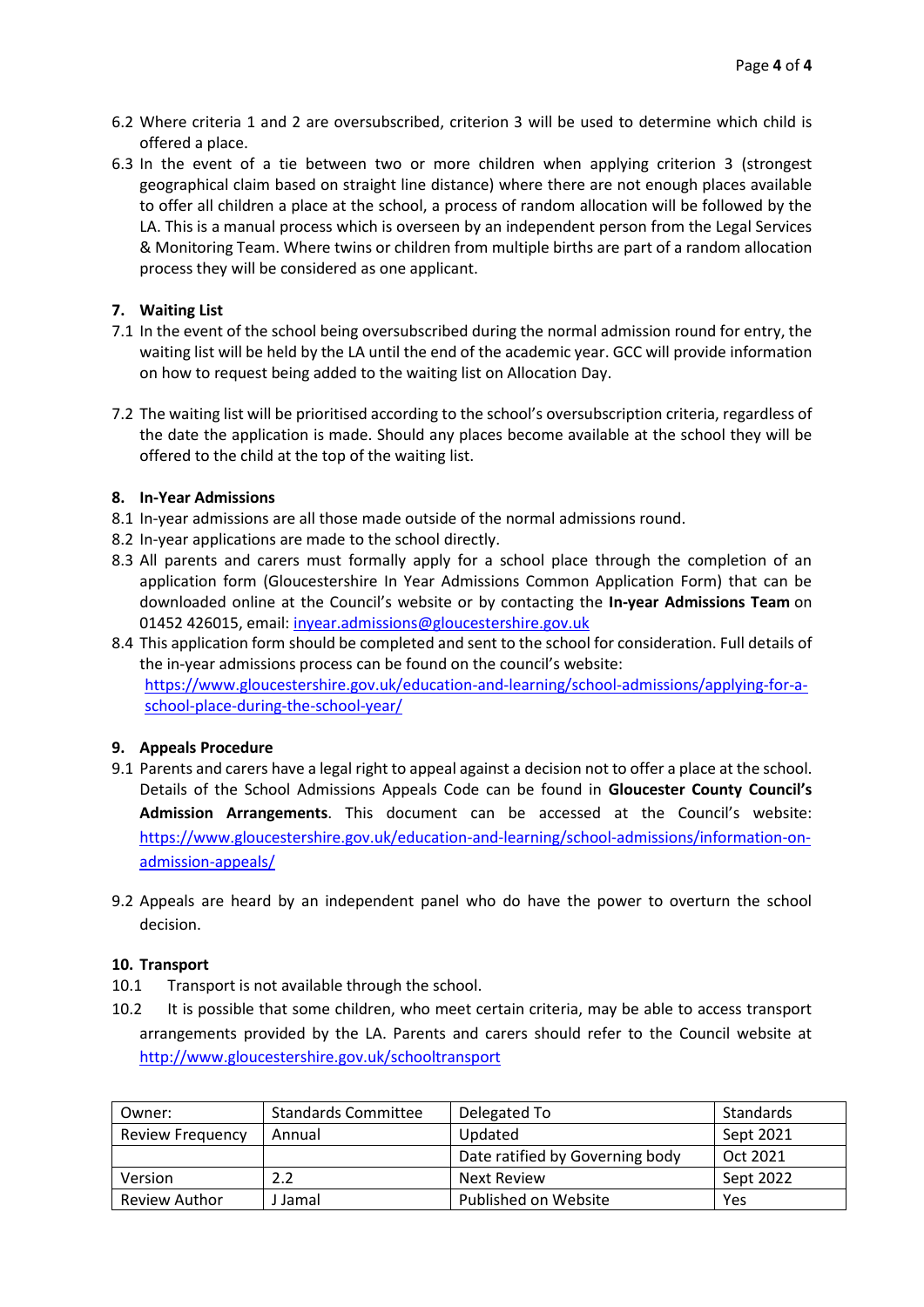6.2 Where criteria 1 and 2 are oversubscribed, criterion 3 will be used to determine which child is offered a place.

6.3 In the event of a tie between two or more children when applying criterion 3 (strongest geographical claim based on straight line distance) where there are not enough places available to offer all children a place at the school, a process of random allocation will be followed by the LA. This is a manual process which is overseen by an independent person from the Legal Services & Monitoring Team. Where twins or children from multiple births are part of a random allocation process they will be considered as one applicant.

## 7. Waiting List

7.1 In the event of the school being oversubscribed during the normal admission round for entry, the waiting list will be held by the LA until the end of the academic year. GCC will provide information on how to request being added to the waiting list on Allocation Day.

7.2 The waiting list will be prioritised according to the school's oversubscription criteria, regardless of the date the application is made. Should any places become available at the school they will be offered to the child at the top of the waiting list.

## 8. In-Year Admissions

8.1 In-year admissions are all those made outside of the normal admissions round.

8.2 In-year applications are made to the school directly.

8.3 All parents and carers must formally apply for a school place through the completion of an application form (Gloucestershire In Year Admissions Common Application Form) that can be downloaded online at the Council's website or by contacting the **In-year Admissions Team** on 01452 426015, email: inyear.admissions@gloucestershire.gov.uk

8.4 This application form should be completed and sent to the school for consideration. Full details of the in-year admissions process can be found on the council's website: https://www.gloucestershire.gov.uk/education-and-learning/school-admissions/applying-for-a-school-place-during-the-school-year/

## 9. Appeals Procedure

9.1 Parents and carers have a legal right to appeal against a decision not to offer a place at the school. Details of the School Admissions Appeals Code can be found in **Gloucester County Council's Admission Arrangements**. This document can be accessed at the Council's website: https://www.gloucestershire.gov.uk/education-and-learning/school-admissions/information-on-admission-appeals/

9.2 Appeals are heard by an independent panel who do have the power to overturn the school decision.

## 10. Transport

10.1 Transport is not available through the school.

10.2 It is possible that some children, who meet certain criteria, may be able to access transport arrangements provided by the LA. Parents and carers should refer to the Council website at http://www.gloucestershire.gov.uk/schooltransport

| | | | |
|---|---|---|---|
| Owner: | Standards Committee | Delegated To | Standards |
| Review Frequency | Annual | Updated | Sept 2021 |
| | | Date ratified by Governing body | Oct 2021 |
| Version | 2.2 | Next Review | Sept 2022 |
| Review Author | J Jamal | Published on Website | Yes |